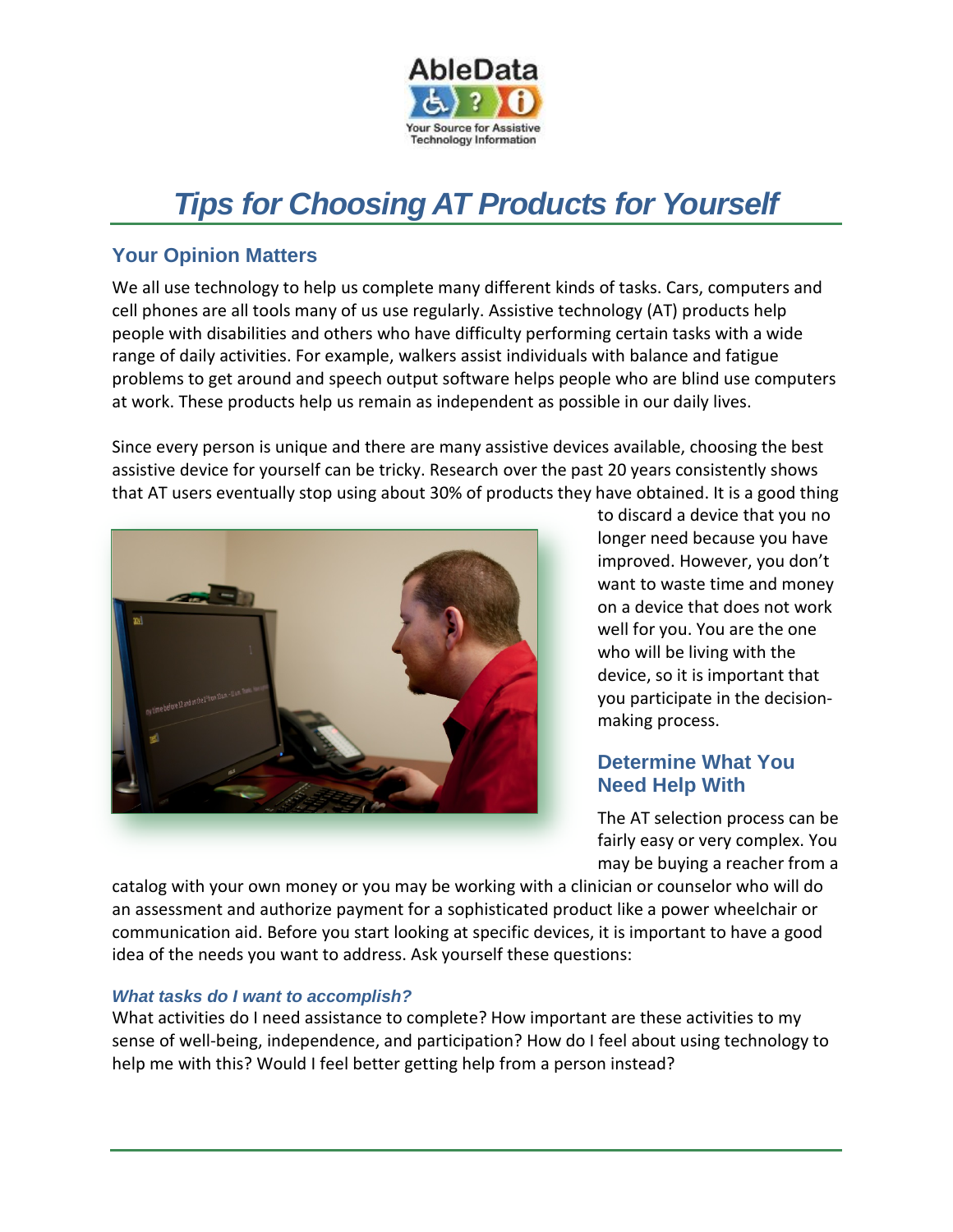AbleData

Your Source for Assistive Technology Information

# Tips for Choosing AT Products for Yourself

## Your Opinion Matters

We all use technology to help us complete many different kinds of tasks. Cars, computers and cell phones are all tools many of us use regularly. Assistive technology (AT) products help people with disabilities and others who have difficulty performing certain tasks with a wide range of daily activities. For example, walkers assist individuals with balance and fatigue problems to get around and speech output software helps people who are blind use computers at work. These products help us remain as independent as possible in our daily lives.

Since every person is unique and there are many assistive devices available, choosing the best assistive device for yourself can be tricky. Research over the past 20 years consistently shows that AT users eventually stop using about 30% of products they have obtained. It is a good thing to discard a device that you no longer need because you have improved. However, you don't want to waste time and money on a device that does not work well for you. You are the one who will be living with the device, so it is important that you participate in the decision-making process.

## Determine What You Need Help With

The AT selection process can be fairly easy or very complex. You may be buying a reacher from a catalog with your own money or you may be working with a clinician or counselor who will do an assessment and authorize payment for a sophisticated product like a power wheelchair or communication aid. Before you start looking at specific devices, it is important to have a good idea of the needs you want to address. Ask yourself these questions:

### *What tasks do I want to accomplish?*

What activities do I need assistance to complete? How important are these activities to my sense of well-being, independence, and participation? How do I feel about using technology to help me with this? Would I feel better getting help from a person instead?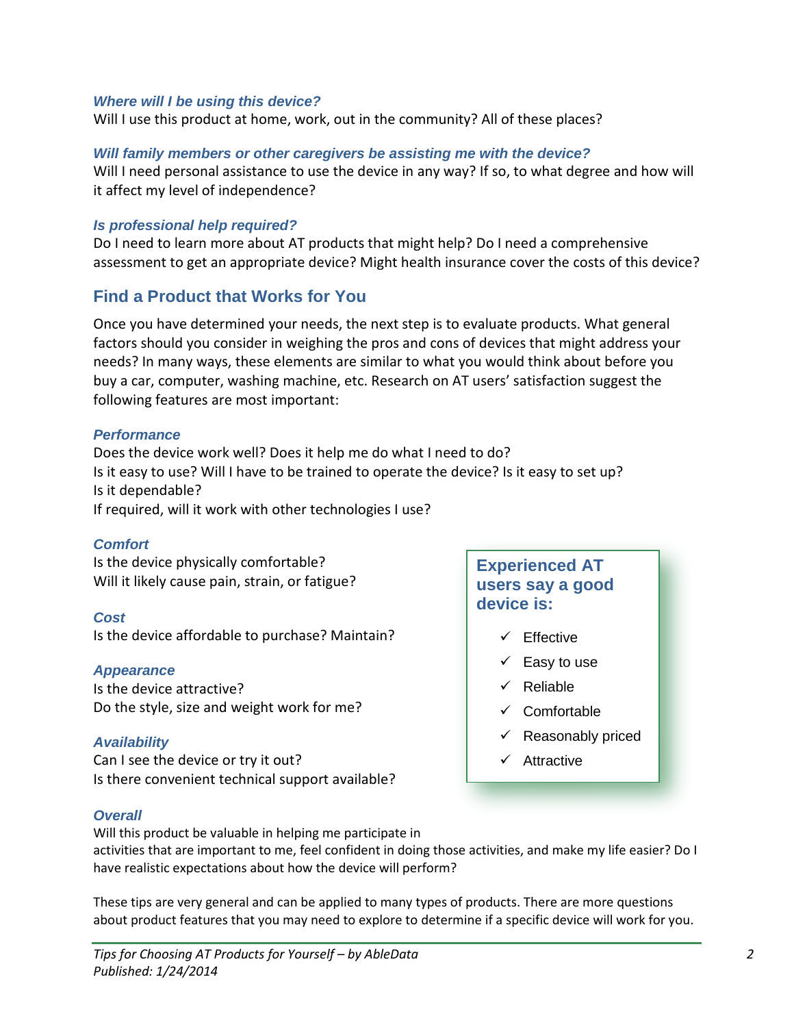### *Where will I be using this device?*

Will I use this product at home, work, out in the community? All of these places?

### *Will family members or other caregivers be assisting me with the device?*

Will I need personal assistance to use the device in any way? If so, to what degree and how will it affect my level of independence?

### *Is professional help required?*

Do I need to learn more about AT products that might help? Do I need a comprehensive assessment to get an appropriate device? Might health insurance cover the costs of this device?

## Find a Product that Works for You

Once you have determined your needs, the next step is to evaluate products. What general factors should you consider in weighing the pros and cons of devices that might address your needs? In many ways, these elements are similar to what you would think about before you buy a car, computer, washing machine, etc. Research on AT users' satisfaction suggest the following features are most important:

### *Performance*

Does the device work well? Does it help me do what I need to do?
Is it easy to use? Will I have to be trained to operate the device? Is it easy to set up?
Is it dependable?
If required, will it work with other technologies I use?

### *Comfort*

Is the device physically comfortable?
Will it likely cause pain, strain, or fatigue?

### *Cost*

Is the device affordable to purchase? Maintain?

### *Appearance*

Is the device attractive?
Do the style, size and weight work for me?

### *Availability*

Can I see the device or try it out?
Is there convenient technical support available?

### *Overall*

Will this product be valuable in helping me participate in activities that are important to me, feel confident in doing those activities, and make my life easier? Do I have realistic expectations about how the device will perform?

These tips are very general and can be applied to many types of products. There are more questions about product features that you may need to explore to determine if a specific device will work for you.

**Experienced AT users say a good device is:**

- ✓ Effective
- ✓ Easy to use
- ✓ Reliable
- ✓ Comfortable
- ✓ Reasonably priced
- ✓ Attractive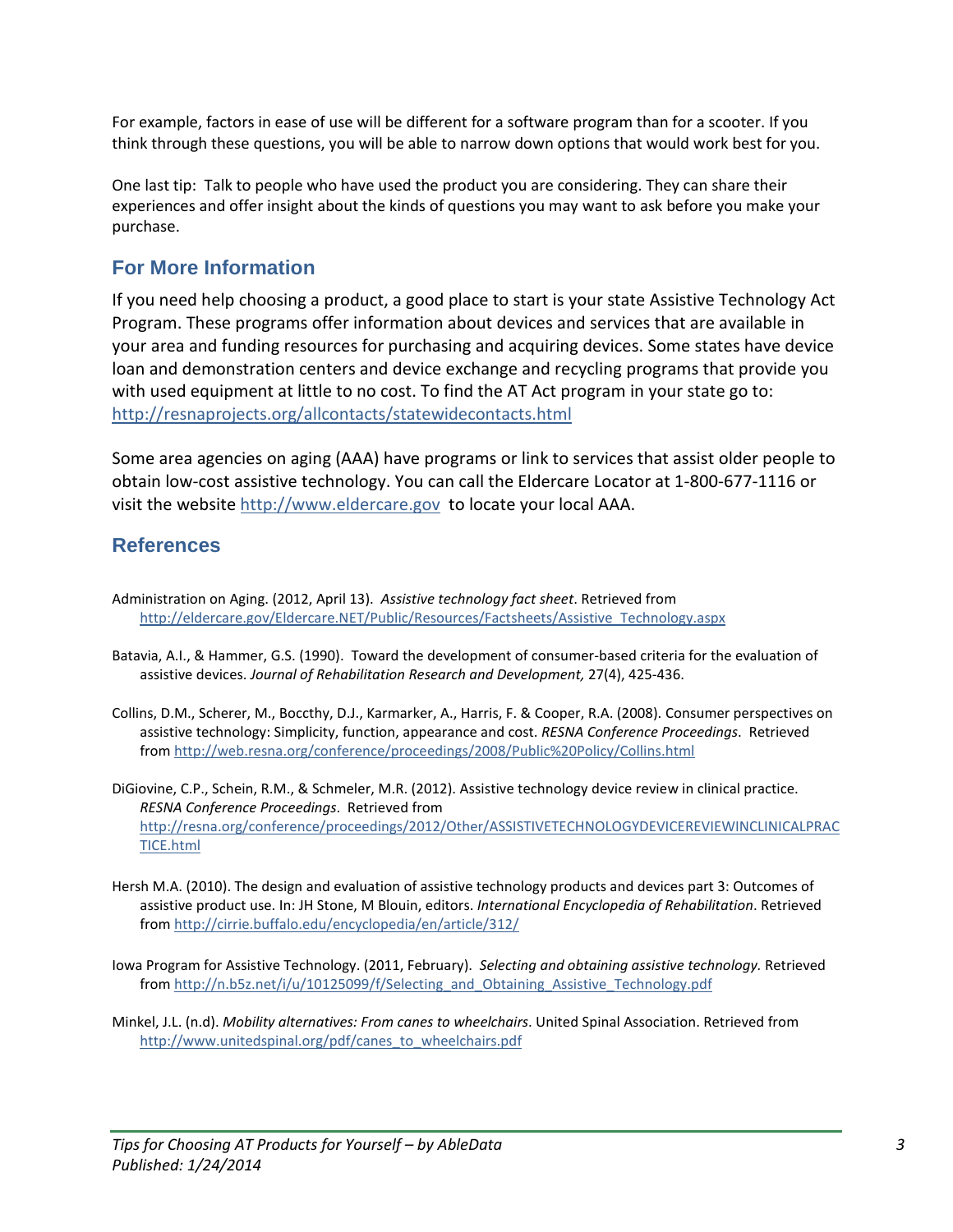For example, factors in ease of use will be different for a software program than for a scooter. If you think through these questions, you will be able to narrow down options that would work best for you.

One last tip: Talk to people who have used the product you are considering. They can share their experiences and offer insight about the kinds of questions you may want to ask before you make your purchase.

## For More Information

If you need help choosing a product, a good place to start is your state Assistive Technology Act Program. These programs offer information about devices and services that are available in your area and funding resources for purchasing and acquiring devices. Some states have device loan and demonstration centers and device exchange and recycling programs that provide you with used equipment at little to no cost. To find the AT Act program in your state go to: http://resnaprojects.org/allcontacts/statewidecontacts.html

Some area agencies on aging (AAA) have programs or link to services that assist older people to obtain low-cost assistive technology. You can call the Eldercare Locator at 1-800-677-1116 or visit the website http://www.eldercare.gov to locate your local AAA.

## References

Administration on Aging. (2012, April 13). *Assistive technology fact sheet*. Retrieved from http://eldercare.gov/Eldercare.NET/Public/Resources/Factsheets/Assistive_Technology.aspx

Batavia, A.I., & Hammer, G.S. (1990). Toward the development of consumer-based criteria for the evaluation of assistive devices. *Journal of Rehabilitation Research and Development,* 27(4), 425-436.

Collins, D.M., Scherer, M., Boccthy, D.J., Karmarker, A., Harris, F. & Cooper, R.A. (2008). Consumer perspectives on assistive technology: Simplicity, function, appearance and cost. *RESNA Conference Proceedings*. Retrieved from http://web.resna.org/conference/proceedings/2008/Public%20Policy/Collins.html

DiGiovine, C.P., Schein, R.M., & Schmeler, M.R. (2012). Assistive technology device review in clinical practice. *RESNA Conference Proceedings*. Retrieved from http://resna.org/conference/proceedings/2012/Other/ASSISTIVETECHNOLOGYDEVICEREVIEWINCLINICALPRACTICE.html

Hersh M.A. (2010). The design and evaluation of assistive technology products and devices part 3: Outcomes of assistive product use. In: JH Stone, M Blouin, editors. *International Encyclopedia of Rehabilitation*. Retrieved from http://cirrie.buffalo.edu/encyclopedia/en/article/312/

Iowa Program for Assistive Technology. (2011, February). *Selecting and obtaining assistive technology.* Retrieved from http://n.b5z.net/i/u/10125099/f/Selecting_and_Obtaining_Assistive_Technology.pdf

Minkel, J.L. (n.d). *Mobility alternatives: From canes to wheelchairs*. United Spinal Association. Retrieved from http://www.unitedspinal.org/pdf/canes_to_wheelchairs.pdf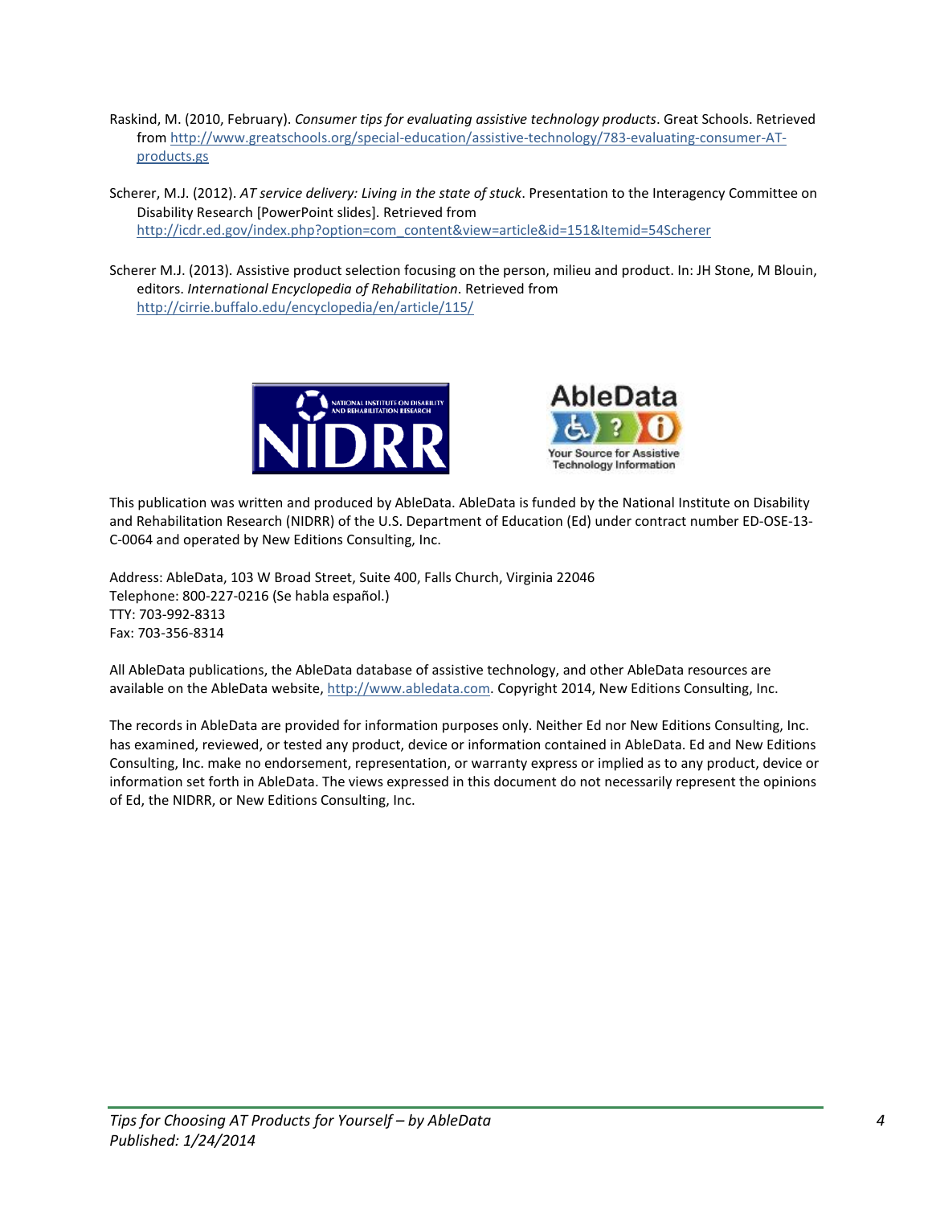Raskind, M. (2010, February). *Consumer tips for evaluating assistive technology products*. Great Schools. Retrieved from http://www.greatschools.org/special-education/assistive-technology/783-evaluating-consumer-AT-products.gs

Scherer, M.J. (2012). *AT service delivery: Living in the state of stuck*. Presentation to the Interagency Committee on Disability Research [PowerPoint slides]. Retrieved from http://icdr.ed.gov/index.php?option=com_content&view=article&id=151&Itemid=54Scherer

Scherer M.J. (2013). Assistive product selection focusing on the person, milieu and product. In: JH Stone, M Blouin, editors. *International Encyclopedia of Rehabilitation*. Retrieved from http://cirrie.buffalo.edu/encyclopedia/en/article/115/

This publication was written and produced by AbleData. AbleData is funded by the National Institute on Disability and Rehabilitation Research (NIDRR) of the U.S. Department of Education (Ed) under contract number ED-OSE-13-C-0064 and operated by New Editions Consulting, Inc.

Address: AbleData, 103 W Broad Street, Suite 400, Falls Church, Virginia 22046
Telephone: 800-227-0216 (Se habla español.)
TTY: 703-992-8313
Fax: 703-356-8314

All AbleData publications, the AbleData database of assistive technology, and other AbleData resources are available on the AbleData website, http://www.abledata.com. Copyright 2014, New Editions Consulting, Inc.

The records in AbleData are provided for information purposes only. Neither Ed nor New Editions Consulting, Inc. has examined, reviewed, or tested any product, device or information contained in AbleData. Ed and New Editions Consulting, Inc. make no endorsement, representation, or warranty express or implied as to any product, device or information set forth in AbleData. The views expressed in this document do not necessarily represent the opinions of Ed, the NIDRR, or New Editions Consulting, Inc.